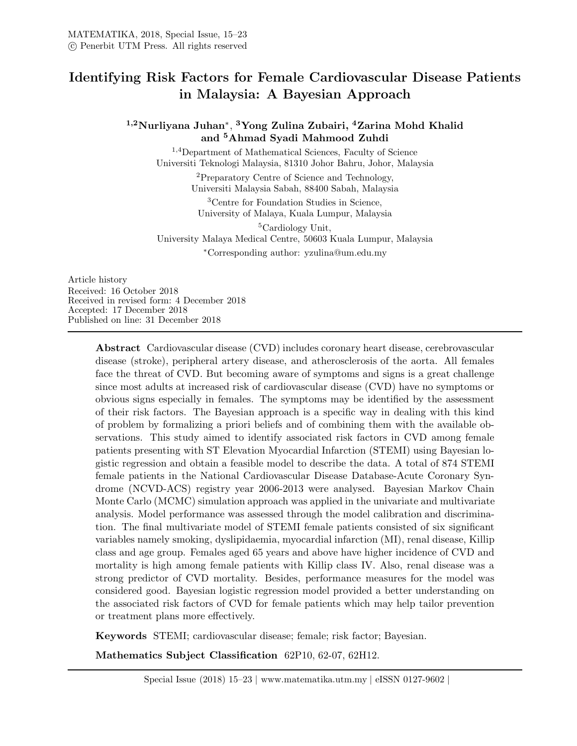# Identifying Risk Factors for Female Cardiovascular Disease Patients in Malaysia: A Bayesian Approach

**[1,2]Nurliyana Juhan[*], [3]Yong Zulina Zubairi, [4]Zarina Mohd Khalid and [5]Ahmad Syadi Mahmood Zuhdi**

[1,4]Department of Mathematical Sciences, Faculty of Science
Universiti Teknologi Malaysia, 81310 Johor Bahru, Johor, Malaysia

[2]Preparatory Centre of Science and Technology,
Universiti Malaysia Sabah, 88400 Sabah, Malaysia

[3]Centre for Foundation Studies in Science,
University of Malaya, Kuala Lumpur, Malaysia

[5]Cardiology Unit,
University Malaya Medical Centre, 50603 Kuala Lumpur, Malaysia

[*]Corresponding author: yzulina@um.edu.my

Article history
Received: 16 October 2018
Received in revised form: 4 December 2018
Accepted: 17 December 2018
Published on line: 31 December 2018

**Abstract** Cardiovascular disease (CVD) includes coronary heart disease, cerebrovascular disease (stroke), peripheral artery disease, and atherosclerosis of the aorta. All females face the threat of CVD. But becoming aware of symptoms and signs is a great challenge since most adults at increased risk of cardiovascular disease (CVD) have no symptoms or obvious signs especially in females. The symptoms may be identified by the assessment of their risk factors. The Bayesian approach is a specific way in dealing with this kind of problem by formalizing a priori beliefs and of combining them with the available observations. This study aimed to identify associated risk factors in CVD among female patients presenting with ST Elevation Myocardial Infarction (STEMI) using Bayesian logistic regression and obtain a feasible model to describe the data. A total of 874 STEMI female patients in the National Cardiovascular Disease Database-Acute Coronary Syndrome (NCVD-ACS) registry year 2006-2013 were analysed. Bayesian Markov Chain Monte Carlo (MCMC) simulation approach was applied in the univariate and multivariate analysis. Model performance was assessed through the model calibration and discrimination. The final multivariate model of STEMI female patients consisted of six significant variables namely smoking, dyslipidaemia, myocardial infarction (MI), renal disease, Killip class and age group. Females aged 65 years and above have higher incidence of CVD and mortality is high among female patients with Killip class IV. Also, renal disease was a strong predictor of CVD mortality. Besides, performance measures for the model was considered good. Bayesian logistic regression model provided a better understanding on the associated risk factors of CVD for female patients which may help tailor prevention or treatment plans more effectively.

**Keywords** STEMI; cardiovascular disease; female; risk factor; Bayesian.

**Mathematics Subject Classification** 62P10, 62-07, 62H12.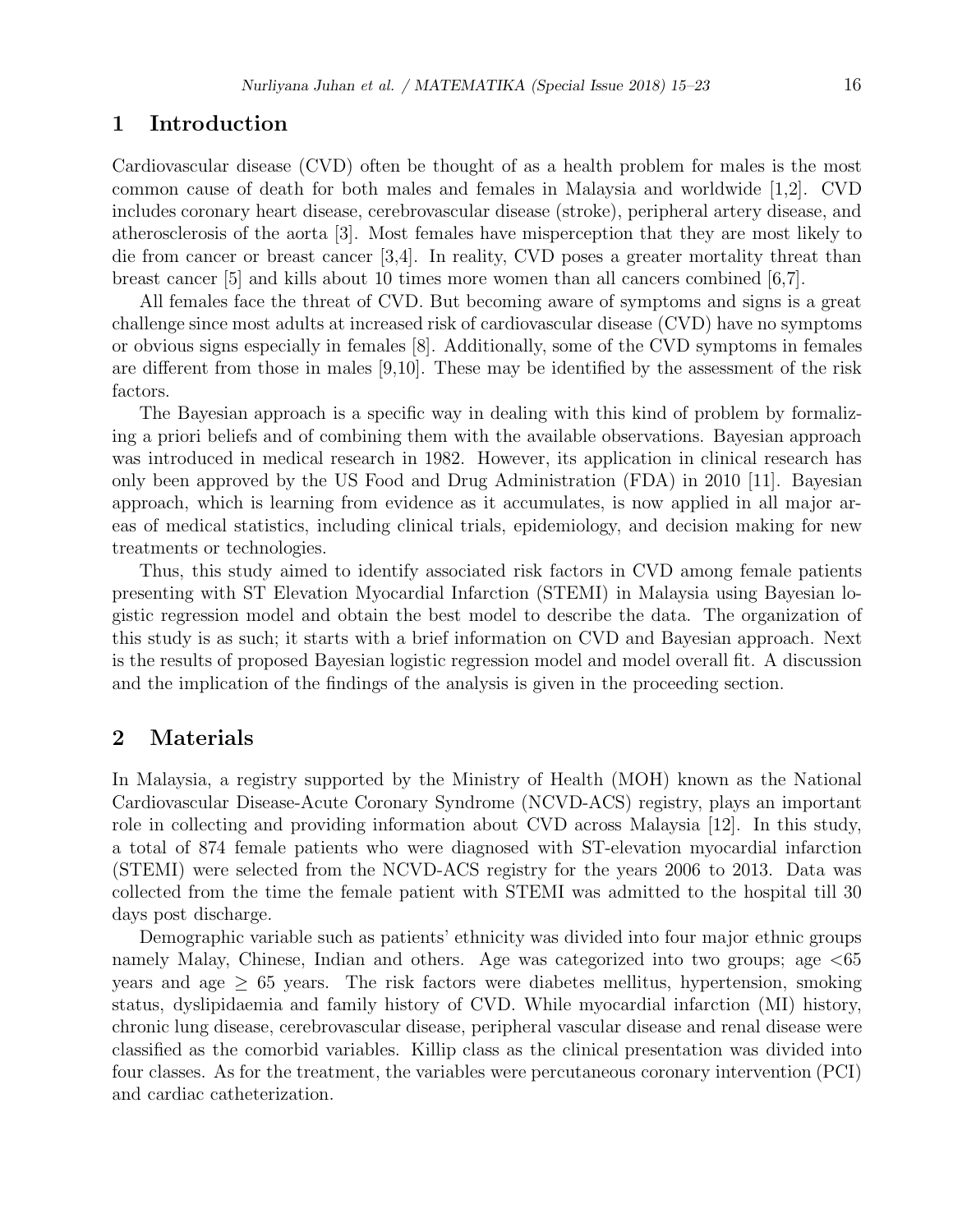## 1 Introduction

Cardiovascular disease (CVD) often be thought of as a health problem for males is the most common cause of death for both males and females in Malaysia and worldwide [1,2]. CVD includes coronary heart disease, cerebrovascular disease (stroke), peripheral artery disease, and atherosclerosis of the aorta [3]. Most females have misperception that they are most likely to die from cancer or breast cancer [3,4]. In reality, CVD poses a greater mortality threat than breast cancer [5] and kills about 10 times more women than all cancers combined [6,7].

All females face the threat of CVD. But becoming aware of symptoms and signs is a great challenge since most adults at increased risk of cardiovascular disease (CVD) have no symptoms or obvious signs especially in females [8]. Additionally, some of the CVD symptoms in females are different from those in males [9,10]. These may be identified by the assessment of the risk factors.

The Bayesian approach is a specific way in dealing with this kind of problem by formalizing a priori beliefs and of combining them with the available observations. Bayesian approach was introduced in medical research in 1982. However, its application in clinical research has only been approved by the US Food and Drug Administration (FDA) in 2010 [11]. Bayesian approach, which is learning from evidence as it accumulates, is now applied in all major areas of medical statistics, including clinical trials, epidemiology, and decision making for new treatments or technologies.

Thus, this study aimed to identify associated risk factors in CVD among female patients presenting with ST Elevation Myocardial Infarction (STEMI) in Malaysia using Bayesian logistic regression model and obtain the best model to describe the data. The organization of this study is as such; it starts with a brief information on CVD and Bayesian approach. Next is the results of proposed Bayesian logistic regression model and model overall fit. A discussion and the implication of the findings of the analysis is given in the proceeding section.

## 2 Materials

In Malaysia, a registry supported by the Ministry of Health (MOH) known as the National Cardiovascular Disease-Acute Coronary Syndrome (NCVD-ACS) registry, plays an important role in collecting and providing information about CVD across Malaysia [12]. In this study, a total of 874 female patients who were diagnosed with ST-elevation myocardial infarction (STEMI) were selected from the NCVD-ACS registry for the years 2006 to 2013. Data was collected from the time the female patient with STEMI was admitted to the hospital till 30 days post discharge.

Demographic variable such as patients' ethnicity was divided into four major ethnic groups namely Malay, Chinese, Indian and others. Age was categorized into two groups; age $<65$ years and age $\geq 65$ years. The risk factors were diabetes mellitus, hypertension, smoking status, dyslipidaemia and family history of CVD. While myocardial infarction (MI) history, chronic lung disease, cerebrovascular disease, peripheral vascular disease and renal disease were classified as the comorbid variables. Killip class as the clinical presentation was divided into four classes. As for the treatment, the variables were percutaneous coronary intervention (PCI) and cardiac catheterization.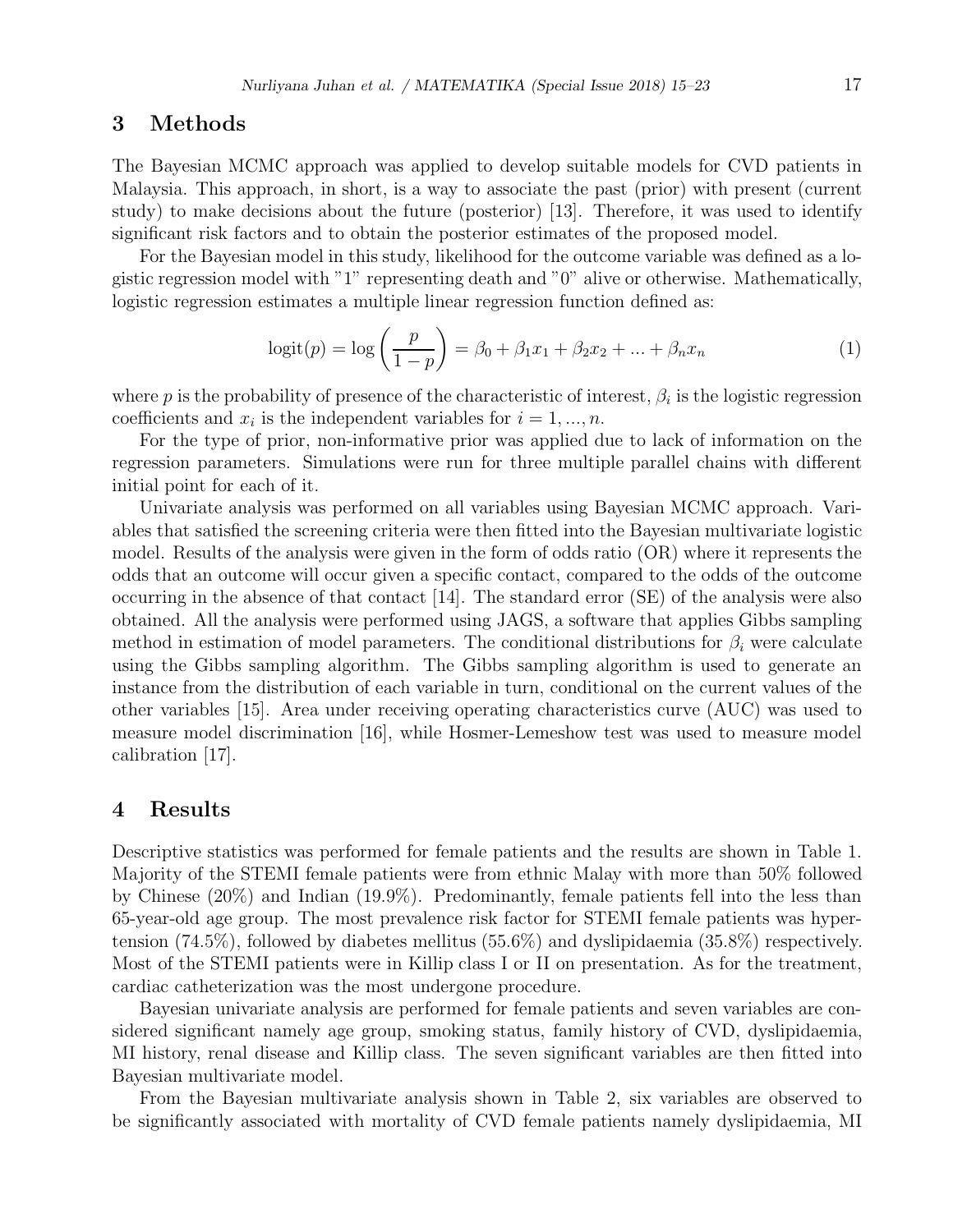## 3 Methods

The Bayesian MCMC approach was applied to develop suitable models for CVD patients in Malaysia. This approach, in short, is a way to associate the past (prior) with present (current study) to make decisions about the future (posterior) [13]. Therefore, it was used to identify significant risk factors and to obtain the posterior estimates of the proposed model.

For the Bayesian model in this study, likelihood for the outcome variable was defined as a logistic regression model with "1" representing death and "0" alive or otherwise. Mathematically, logistic regression estimates a multiple linear regression function defined as:

$$\text{logit}(p) = \log\left(\frac{p}{1-p}\right) = \beta_0 + \beta_1 x_1 + \beta_2 x_2 + ... + \beta_n x_n \tag{1}$$

where $p$ is the probability of presence of the characteristic of interest, $\beta_i$ is the logistic regression coefficients and $x_i$ is the independent variables for $i = 1, ..., n$.

For the type of prior, non-informative prior was applied due to lack of information on the regression parameters. Simulations were run for three multiple parallel chains with different initial point for each of it.

Univariate analysis was performed on all variables using Bayesian MCMC approach. Variables that satisfied the screening criteria were then fitted into the Bayesian multivariate logistic model. Results of the analysis were given in the form of odds ratio (OR) where it represents the odds that an outcome will occur given a specific contact, compared to the odds of the outcome occurring in the absence of that contact [14]. The standard error (SE) of the analysis were also obtained. All the analysis were performed using JAGS, a software that applies Gibbs sampling method in estimation of model parameters. The conditional distributions for $\beta_i$ were calculate using the Gibbs sampling algorithm. The Gibbs sampling algorithm is used to generate an instance from the distribution of each variable in turn, conditional on the current values of the other variables [15]. Area under receiving operating characteristics curve (AUC) was used to measure model discrimination [16], while Hosmer-Lemeshow test was used to measure model calibration [17].

## 4 Results

Descriptive statistics was performed for female patients and the results are shown in Table 1. Majority of the STEMI female patients were from ethnic Malay with more than 50% followed by Chinese (20%) and Indian (19.9%). Predominantly, female patients fell into the less than 65-year-old age group. The most prevalence risk factor for STEMI female patients was hypertension (74.5%), followed by diabetes mellitus (55.6%) and dyslipidaemia (35.8%) respectively. Most of the STEMI patients were in Killip class I or II on presentation. As for the treatment, cardiac catheterization was the most undergone procedure.

Bayesian univariate analysis are performed for female patients and seven variables are considered significant namely age group, smoking status, family history of CVD, dyslipidaemia, MI history, renal disease and Killip class. The seven significant variables are then fitted into Bayesian multivariate model.

From the Bayesian multivariate analysis shown in Table 2, six variables are observed to be significantly associated with mortality of CVD female patients namely dyslipidaemia, MI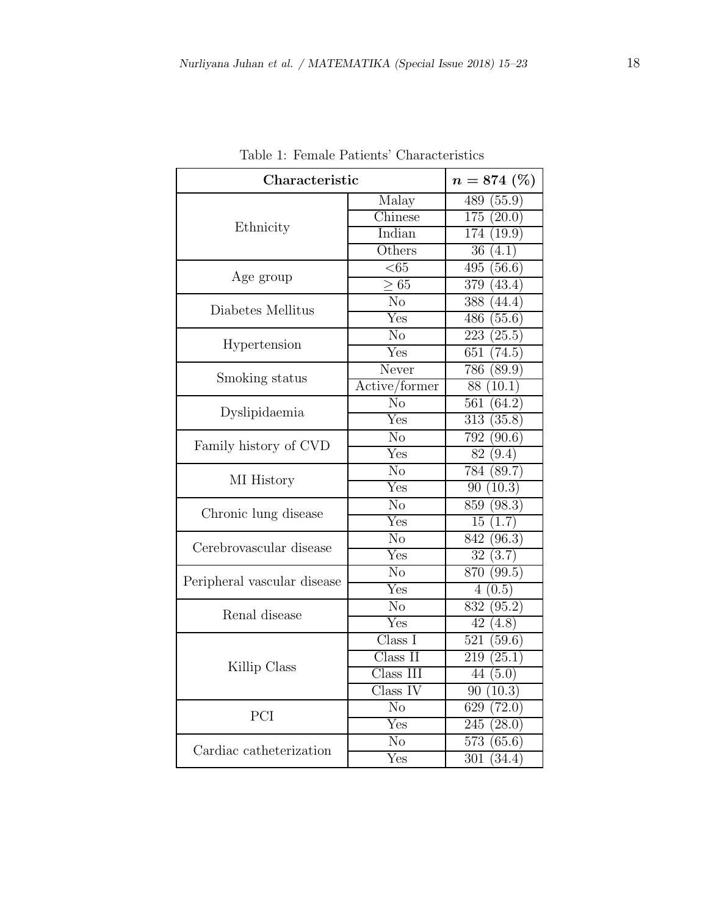Table 1: Female Patients' Characteristics

| **Characteristic** | | $n = 874$ **(%)** |
|---|---|---|
| Ethnicity | Malay | 489 (55.9) |
| | Chinese | 175 (20.0) |
| | Indian | 174 (19.9) |
| | Others | 36 (4.1) |
| Age group | <65 | 495 (56.6) |
| | $\geq 65$ | 379 (43.4) |
| Diabetes Mellitus | No | 388 (44.4) |
| | Yes | 486 (55.6) |
| Hypertension | No | 223 (25.5) |
| | Yes | 651 (74.5) |
| Smoking status | Never | 786 (89.9) |
| | Active/former | 88 (10.1) |
| Dyslipidaemia | No | 561 (64.2) |
| | Yes | 313 (35.8) |
| Family history of CVD | No | 792 (90.6) |
| | Yes | 82 (9.4) |
| MI History | No | 784 (89.7) |
| | Yes | 90 (10.3) |
| Chronic lung disease | No | 859 (98.3) |
| | Yes | 15 (1.7) |
| Cerebrovascular disease | No | 842 (96.3) |
| | Yes | 32 (3.7) |
| Peripheral vascular disease | No | 870 (99.5) |
| | Yes | 4 (0.5) |
| Renal disease | No | 832 (95.2) |
| | Yes | 42 (4.8) |
| Killip Class | Class I | 521 (59.6) |
| | Class II | 219 (25.1) |
| | Class III | 44 (5.0) |
| | Class IV | 90 (10.3) |
| PCI | No | 629 (72.0) |
| | Yes | 245 (28.0) |
| Cardiac catheterization | No | 573 (65.6) |
| | Yes | 301 (34.4) |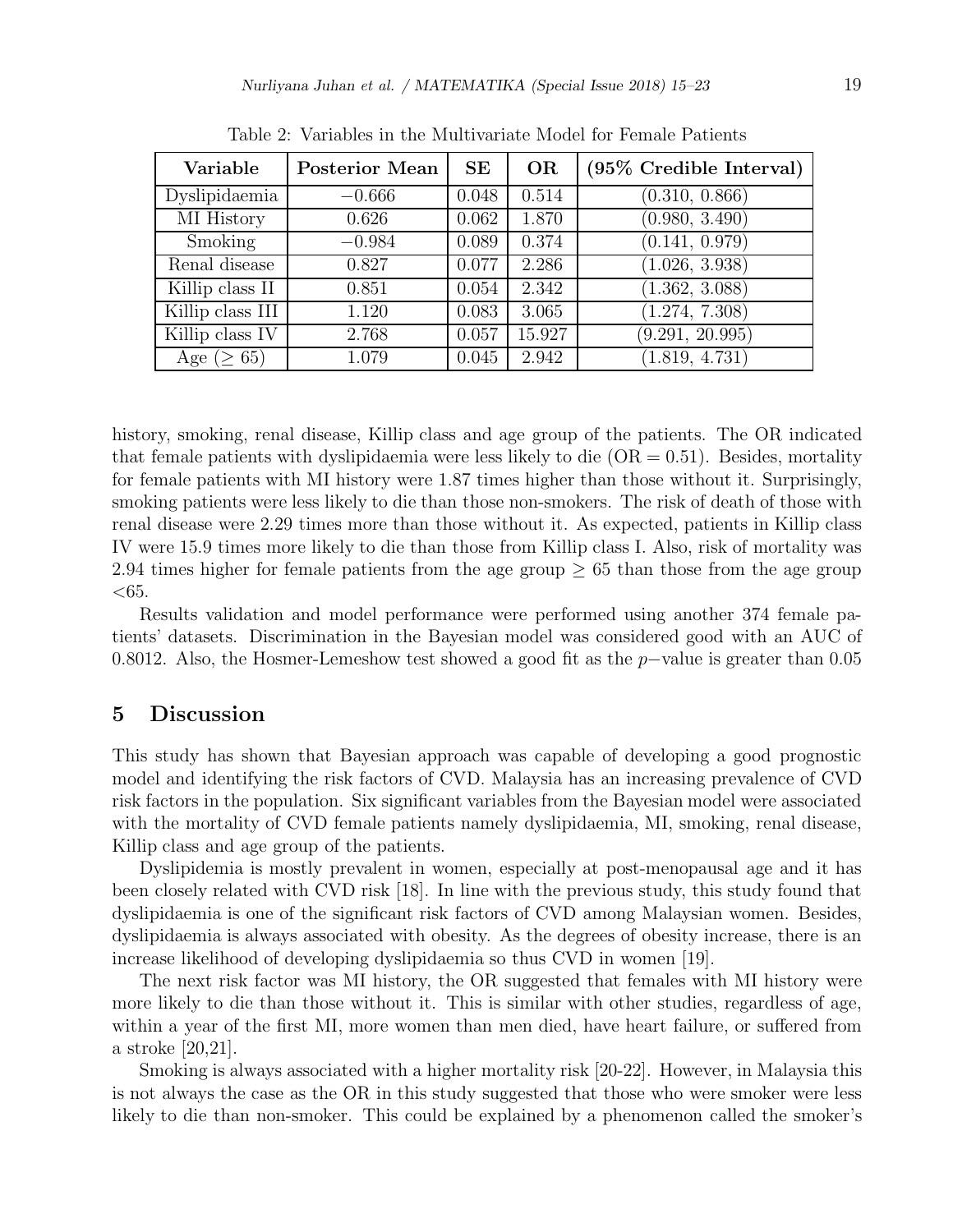Table 2: Variables in the Multivariate Model for Female Patients

| Variable | Posterior Mean | SE | OR | (95% Credible Interval) |
|---|---|---|---|---|
| Dyslipidaemia | $-0.666$ | 0.048 | 0.514 | (0.310, 0.866) |
| MI History | 0.626 | 0.062 | 1.870 | (0.980, 3.490) |
| Smoking | $-0.984$ | 0.089 | 0.374 | (0.141, 0.979) |
| Renal disease | 0.827 | 0.077 | 2.286 | (1.026, 3.938) |
| Killip class II | 0.851 | 0.054 | 2.342 | (1.362, 3.088) |
| Killip class III | 1.120 | 0.083 | 3.065 | (1.274, 7.308) |
| Killip class IV | 2.768 | 0.057 | 15.927 | (9.291, 20.995) |
| Age ($\geq 65$) | 1.079 | 0.045 | 2.942 | (1.819, 4.731) |

history, smoking, renal disease, Killip class and age group of the patients. The OR indicated that female patients with dyslipidaemia were less likely to die (OR = 0.51). Besides, mortality for female patients with MI history were 1.87 times higher than those without it. Surprisingly, smoking patients were less likely to die than those non-smokers. The risk of death of those with renal disease were 2.29 times more than those without it. As expected, patients in Killip class IV were 15.9 times more likely to die than those from Killip class I. Also, risk of mortality was 2.94 times higher for female patients from the age group $\geq 65$ than those from the age group $<65$.

Results validation and model performance were performed using another 374 female patients' datasets. Discrimination in the Bayesian model was considered good with an AUC of 0.8012. Also, the Hosmer-Lemeshow test showed a good fit as the $p-$value is greater than 0.05

## 5 Discussion

This study has shown that Bayesian approach was capable of developing a good prognostic model and identifying the risk factors of CVD. Malaysia has an increasing prevalence of CVD risk factors in the population. Six significant variables from the Bayesian model were associated with the mortality of CVD female patients namely dyslipidaemia, MI, smoking, renal disease, Killip class and age group of the patients.

Dyslipidemia is mostly prevalent in women, especially at post-menopausal age and it has been closely related with CVD risk [18]. In line with the previous study, this study found that dyslipidaemia is one of the significant risk factors of CVD among Malaysian women. Besides, dyslipidaemia is always associated with obesity. As the degrees of obesity increase, there is an increase likelihood of developing dyslipidaemia so thus CVD in women [19].

The next risk factor was MI history, the OR suggested that females with MI history were more likely to die than those without it. This is similar with other studies, regardless of age, within a year of the first MI, more women than men died, have heart failure, or suffered from a stroke [20,21].

Smoking is always associated with a higher mortality risk [20-22]. However, in Malaysia this is not always the case as the OR in this study suggested that those who were smoker were less likely to die than non-smoker. This could be explained by a phenomenon called the smoker's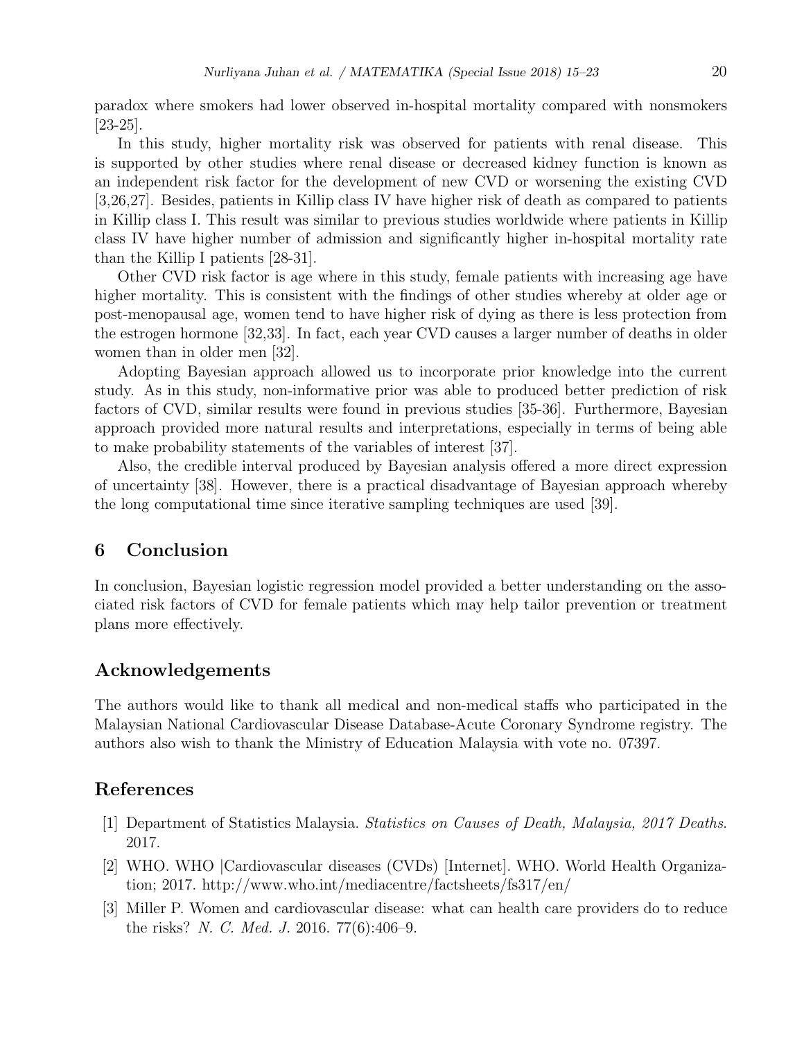paradox where smokers had lower observed in-hospital mortality compared with nonsmokers [23-25].

In this study, higher mortality risk was observed for patients with renal disease. This is supported by other studies where renal disease or decreased kidney function is known as an independent risk factor for the development of new CVD or worsening the existing CVD [3,26,27]. Besides, patients in Killip class IV have higher risk of death as compared to patients in Killip class I. This result was similar to previous studies worldwide where patients in Killip class IV have higher number of admission and significantly higher in-hospital mortality rate than the Killip I patients [28-31].

Other CVD risk factor is age where in this study, female patients with increasing age have higher mortality. This is consistent with the findings of other studies whereby at older age or post-menopausal age, women tend to have higher risk of dying as there is less protection from the estrogen hormone [32,33]. In fact, each year CVD causes a larger number of deaths in older women than in older men [32].

Adopting Bayesian approach allowed us to incorporate prior knowledge into the current study. As in this study, non-informative prior was able to produced better prediction of risk factors of CVD, similar results were found in previous studies [35-36]. Furthermore, Bayesian approach provided more natural results and interpretations, especially in terms of being able to make probability statements of the variables of interest [37].

Also, the credible interval produced by Bayesian analysis offered a more direct expression of uncertainty [38]. However, there is a practical disadvantage of Bayesian approach whereby the long computational time since iterative sampling techniques are used [39].

## 6 Conclusion

In conclusion, Bayesian logistic regression model provided a better understanding on the associated risk factors of CVD for female patients which may help tailor prevention or treatment plans more effectively.

## Acknowledgements

The authors would like to thank all medical and non-medical staffs who participated in the Malaysian National Cardiovascular Disease Database-Acute Coronary Syndrome registry. The authors also wish to thank the Ministry of Education Malaysia with vote no. 07397.

## References

[1] Department of Statistics Malaysia. *Statistics on Causes of Death, Malaysia, 2017 Deaths*. 2017.

[2] WHO. WHO |Cardiovascular diseases (CVDs) [Internet]. WHO. World Health Organization; 2017. http://www.who.int/mediacentre/factsheets/fs317/en/

[3] Miller P. Women and cardiovascular disease: what can health care providers do to reduce the risks? *N. C. Med. J.* 2016. 77(6):406–9.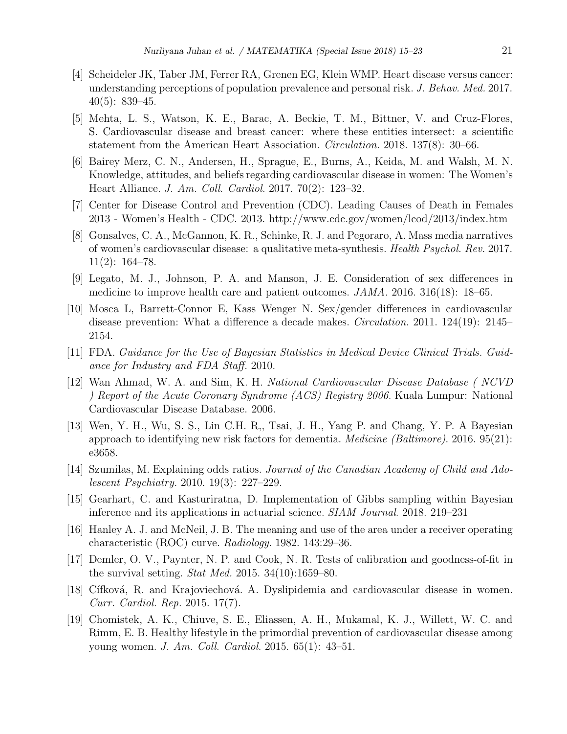[4] Scheideler JK, Taber JM, Ferrer RA, Grenen EG, Klein WMP. Heart disease versus cancer: understanding perceptions of population prevalence and personal risk. *J. Behav. Med.* 2017. 40(5): 839–45.

[5] Mehta, L. S., Watson, K. E., Barac, A. Beckie, T. M., Bittner, V. and Cruz-Flores, S. Cardiovascular disease and breast cancer: where these entities intersect: a scientific statement from the American Heart Association. *Circulation.* 2018. 137(8): 30–66.

[6] Bairey Merz, C. N., Andersen, H., Sprague, E., Burns, A., Keida, M. and Walsh, M. N. Knowledge, attitudes, and beliefs regarding cardiovascular disease in women: The Women's Heart Alliance. *J. Am. Coll. Cardiol.* 2017. 70(2): 123–32.

[7] Center for Disease Control and Prevention (CDC). Leading Causes of Death in Females 2013 - Women's Health - CDC. 2013. http://www.cdc.gov/women/lcod/2013/index.htm

[8] Gonsalves, C. A., McGannon, K. R., Schinke, R. J. and Pegoraro, A. Mass media narratives of women's cardiovascular disease: a qualitative meta-synthesis. *Health Psychol. Rev.* 2017. 11(2): 164–78.

[9] Legato, M. J., Johnson, P. A. and Manson, J. E. Consideration of sex differences in medicine to improve health care and patient outcomes. *JAMA.* 2016. 316(18): 18–65.

[10] Mosca L, Barrett-Connor E, Kass Wenger N. Sex/gender differences in cardiovascular disease prevention: What a difference a decade makes. *Circulation.* 2011. 124(19): 2145–2154.

[11] FDA. *Guidance for the Use of Bayesian Statistics in Medical Device Clinical Trials. Guidance for Industry and FDA Staff.* 2010.

[12] Wan Ahmad, W. A. and Sim, K. H. *National Cardiovascular Disease Database ( NCVD ) Report of the Acute Coronary Syndrome (ACS) Registry 2006*. Kuala Lumpur: National Cardiovascular Disease Database. 2006.

[13] Wen, Y. H., Wu, S. S., Lin C.H. R,, Tsai, J. H., Yang P. and Chang, Y. P. A Bayesian approach to identifying new risk factors for dementia. *Medicine (Baltimore).* 2016. 95(21): e3658.

[14] Szumilas, M. Explaining odds ratios. *Journal of the Canadian Academy of Child and Adolescent Psychiatry.* 2010. 19(3): 227–229.

[15] Gearhart, C. and Kasturiratna, D. Implementation of Gibbs sampling within Bayesian inference and its applications in actuarial science. *SIAM Journal*. 2018. 219–231

[16] Hanley A. J. and McNeil, J. B. The meaning and use of the area under a receiver operating characteristic (ROC) curve. *Radiology.* 1982. 143:29–36.

[17] Demler, O. V., Paynter, N. P. and Cook, N. R. Tests of calibration and goodness-of-fit in the survival setting. *Stat Med.* 2015. 34(10):1659–80.

[18] Cífková, R. and Krajoviechová. A. Dyslipidemia and cardiovascular disease in women. *Curr. Cardiol. Rep.* 2015. 17(7).

[19] Chomistek, A. K., Chiuve, S. E., Eliassen, A. H., Mukamal, K. J., Willett, W. C. and Rimm, E. B. Healthy lifestyle in the primordial prevention of cardiovascular disease among young women. *J. Am. Coll. Cardiol.* 2015. 65(1): 43–51.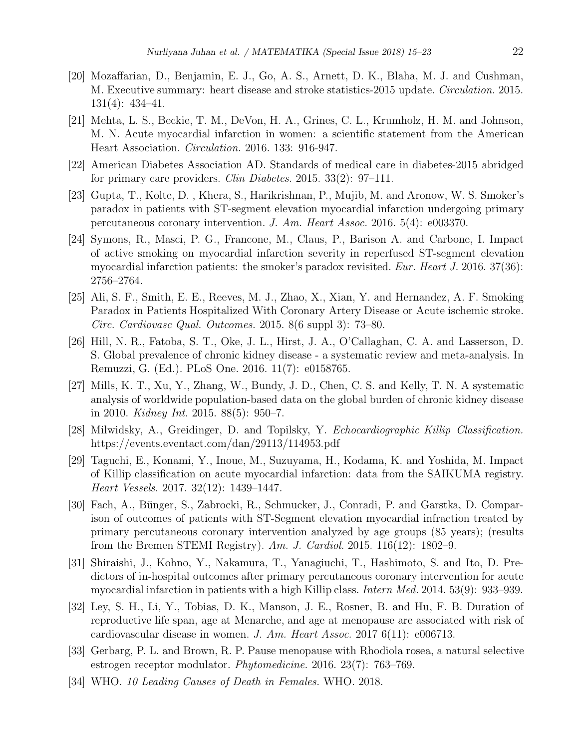[20] Mozaffarian, D., Benjamin, E. J., Go, A. S., Arnett, D. K., Blaha, M. J. and Cushman, M. Executive summary: heart disease and stroke statistics-2015 update. *Circulation.* 2015. 131(4): 434–41.

[21] Mehta, L. S., Beckie, T. M., DeVon, H. A., Grines, C. L., Krumholz, H. M. and Johnson, M. N. Acute myocardial infarction in women: a scientific statement from the American Heart Association. *Circulation.* 2016. 133: 916-947.

[22] American Diabetes Association AD. Standards of medical care in diabetes-2015 abridged for primary care providers. *Clin Diabetes.* 2015. 33(2): 97–111.

[23] Gupta, T., Kolte, D. , Khera, S., Harikrishnan, P., Mujib, M. and Aronow, W. S. Smoker's paradox in patients with ST-segment elevation myocardial infarction undergoing primary percutaneous coronary intervention. *J. Am. Heart Assoc.* 2016. 5(4): e003370.

[24] Symons, R., Masci, P. G., Francone, M., Claus, P., Barison A. and Carbone, I. Impact of active smoking on myocardial infarction severity in reperfused ST-segment elevation myocardial infarction patients: the smoker's paradox revisited. *Eur. Heart J.* 2016. 37(36): 2756–2764.

[25] Ali, S. F., Smith, E. E., Reeves, M. J., Zhao, X., Xian, Y. and Hernandez, A. F. Smoking Paradox in Patients Hospitalized With Coronary Artery Disease or Acute ischemic stroke. *Circ. Cardiovasc Qual. Outcomes.* 2015. 8(6 suppl 3): 73–80.

[26] Hill, N. R., Fatoba, S. T., Oke, J. L., Hirst, J. A., O'Callaghan, C. A. and Lasserson, D. S. Global prevalence of chronic kidney disease - a systematic review and meta-analysis. In Remuzzi, G. (Ed.). PLoS One. 2016. 11(7): e0158765.

[27] Mills, K. T., Xu, Y., Zhang, W., Bundy, J. D., Chen, C. S. and Kelly, T. N. A systematic analysis of worldwide population-based data on the global burden of chronic kidney disease in 2010. *Kidney Int.* 2015. 88(5): 950–7.

[28] Milwidsky, A., Greidinger, D. and Topilsky, Y. *Echocardiographic Killip Classification.* https://events.eventact.com/dan/29113/114953.pdf

[29] Taguchi, E., Konami, Y., Inoue, M., Suzuyama, H., Kodama, K. and Yoshida, M. Impact of Killip classification on acute myocardial infarction: data from the SAIKUMA registry. *Heart Vessels.* 2017. 32(12): 1439–1447.

[30] Fach, A., Bünger, S., Zabrocki, R., Schmucker, J., Conradi, P. and Garstka, D. Comparison of outcomes of patients with ST-Segment elevation myocardial infraction treated by primary percutaneous coronary intervention analyzed by age groups (85 years); (results from the Bremen STEMI Registry). *Am. J. Cardiol.* 2015. 116(12): 1802–9.

[31] Shiraishi, J., Kohno, Y., Nakamura, T., Yanagiuchi, T., Hashimoto, S. and Ito, D. Predictors of in-hospital outcomes after primary percutaneous coronary intervention for acute myocardial infarction in patients with a high Killip class. *Intern Med.* 2014. 53(9): 933–939.

[32] Ley, S. H., Li, Y., Tobias, D. K., Manson, J. E., Rosner, B. and Hu, F. B. Duration of reproductive life span, age at Menarche, and age at menopause are associated with risk of cardiovascular disease in women. *J. Am. Heart Assoc.* 2017 6(11): e006713.

[33] Gerbarg, P. L. and Brown, R. P. Pause menopause with Rhodiola rosea, a natural selective estrogen receptor modulator. *Phytomedicine.* 2016. 23(7): 763–769.

[34] WHO. *10 Leading Causes of Death in Females.* WHO. 2018.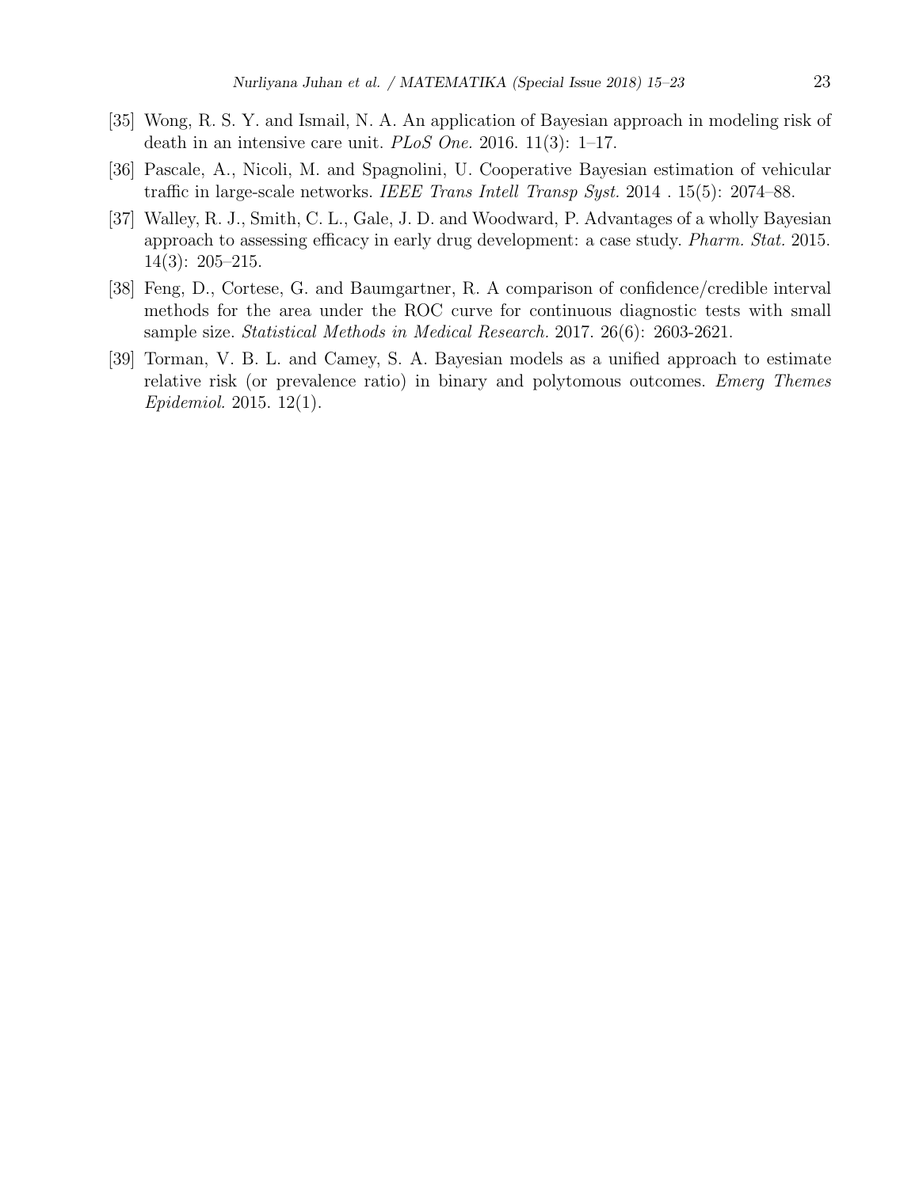[35] Wong, R. S. Y. and Ismail, N. A. An application of Bayesian approach in modeling risk of death in an intensive care unit. *PLoS One.* 2016. 11(3): 1–17.

[36] Pascale, A., Nicoli, M. and Spagnolini, U. Cooperative Bayesian estimation of vehicular traffic in large-scale networks. *IEEE Trans Intell Transp Syst.* 2014 . 15(5): 2074–88.

[37] Walley, R. J., Smith, C. L., Gale, J. D. and Woodward, P. Advantages of a wholly Bayesian approach to assessing efficacy in early drug development: a case study. *Pharm. Stat.* 2015. 14(3): 205–215.

[38] Feng, D., Cortese, G. and Baumgartner, R. A comparison of confidence/credible interval methods for the area under the ROC curve for continuous diagnostic tests with small sample size. *Statistical Methods in Medical Research.* 2017. 26(6): 2603-2621.

[39] Torman, V. B. L. and Camey, S. A. Bayesian models as a unified approach to estimate relative risk (or prevalence ratio) in binary and polytomous outcomes. *Emerg Themes Epidemiol.* 2015. 12(1).